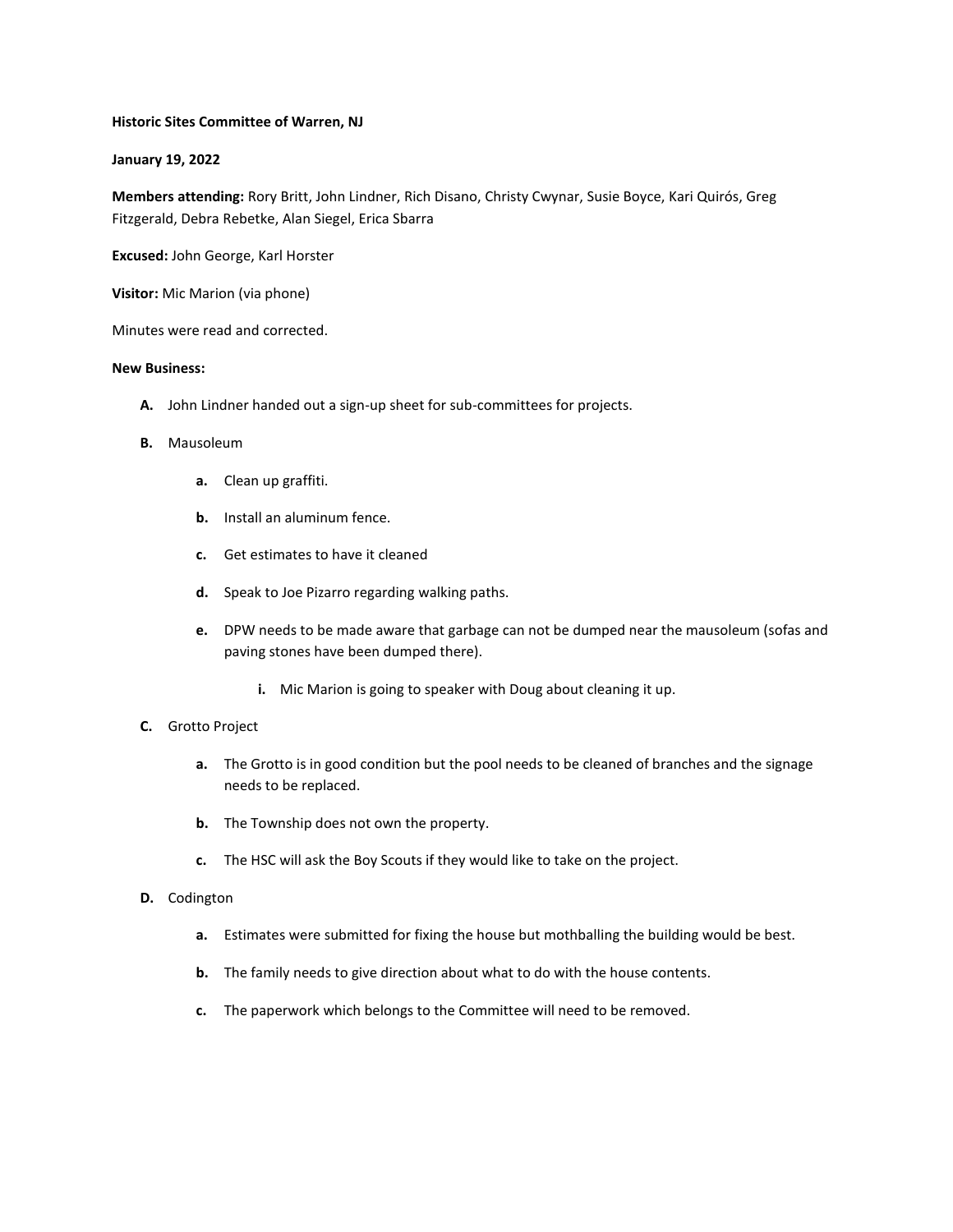**Historic Sites Committee of Warren, NJ**

**January 19, 2022**

**Members attending:** Rory Britt, John Lindner, Rich Disano, Christy Cwynar, Susie Boyce, Kari Quirós, Greg Fitzgerald, Debra Rebetke, Alan Siegel, Erica Sbarra

**Excused:** John George, Karl Horster

**Visitor:** Mic Marion (via phone)

Minutes were read and corrected.

**New Business:**

- **A.** John Lindner handed out a sign-up sheet for sub-committees for projects.
- **B.** Mausoleum
  - **a.** Clean up graffiti.
  - **b.** Install an aluminum fence.
  - **c.** Get estimates to have it cleaned
  - **d.** Speak to Joe Pizarro regarding walking paths.
  - **e.** DPW needs to be made aware that garbage can not be dumped near the mausoleum (sofas and paving stones have been dumped there).
    - **i.** Mic Marion is going to speaker with Doug about cleaning it up.
- **C.** Grotto Project
  - **a.** The Grotto is in good condition but the pool needs to be cleaned of branches and the signage needs to be replaced.
  - **b.** The Township does not own the property.
  - **c.** The HSC will ask the Boy Scouts if they would like to take on the project.
- **D.** Codington
  - **a.** Estimates were submitted for fixing the house but mothballing the building would be best.
  - **b.** The family needs to give direction about what to do with the house contents.
  - **c.** The paperwork which belongs to the Committee will need to be removed.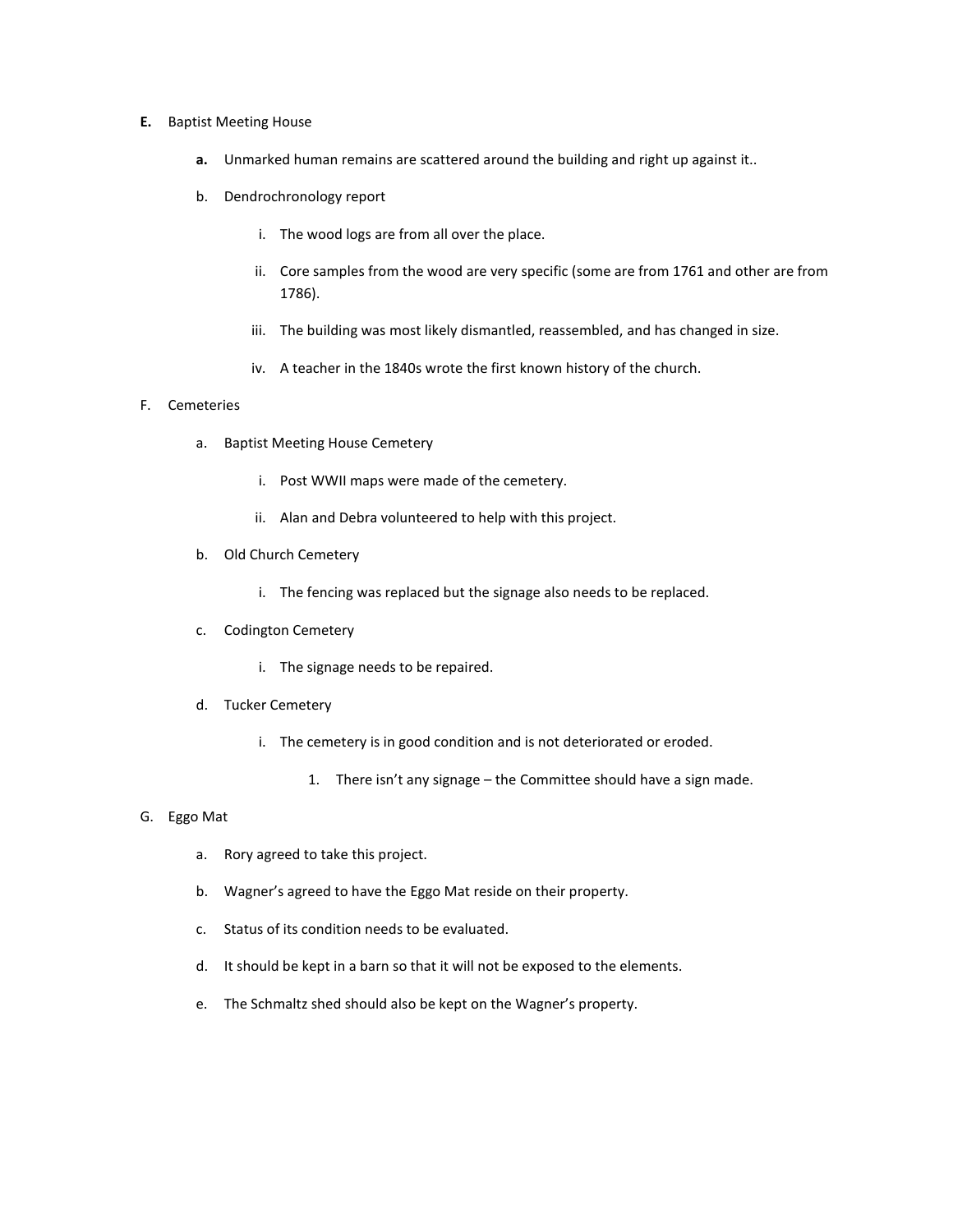**E.** Baptist Meeting House

- **a.** Unmarked human remains are scattered around the building and right up against it..
- b. Dendrochronology report
  - i. The wood logs are from all over the place.
  - ii. Core samples from the wood are very specific (some are from 1761 and other are from 1786).
  - iii. The building was most likely dismantled, reassembled, and has changed in size.
  - iv. A teacher in the 1840s wrote the first known history of the church.

F. Cemeteries

- a. Baptist Meeting House Cemetery
  - i. Post WWII maps were made of the cemetery.
  - ii. Alan and Debra volunteered to help with this project.
- b. Old Church Cemetery
  - i. The fencing was replaced but the signage also needs to be replaced.
- c. Codington Cemetery
  - i. The signage needs to be repaired.
- d. Tucker Cemetery
  - i. The cemetery is in good condition and is not deteriorated or eroded.
    1. There isn't any signage – the Committee should have a sign made.

G. Eggo Mat

- a. Rory agreed to take this project.
- b. Wagner's agreed to have the Eggo Mat reside on their property.
- c. Status of its condition needs to be evaluated.
- d. It should be kept in a barn so that it will not be exposed to the elements.
- e. The Schmaltz shed should also be kept on the Wagner's property.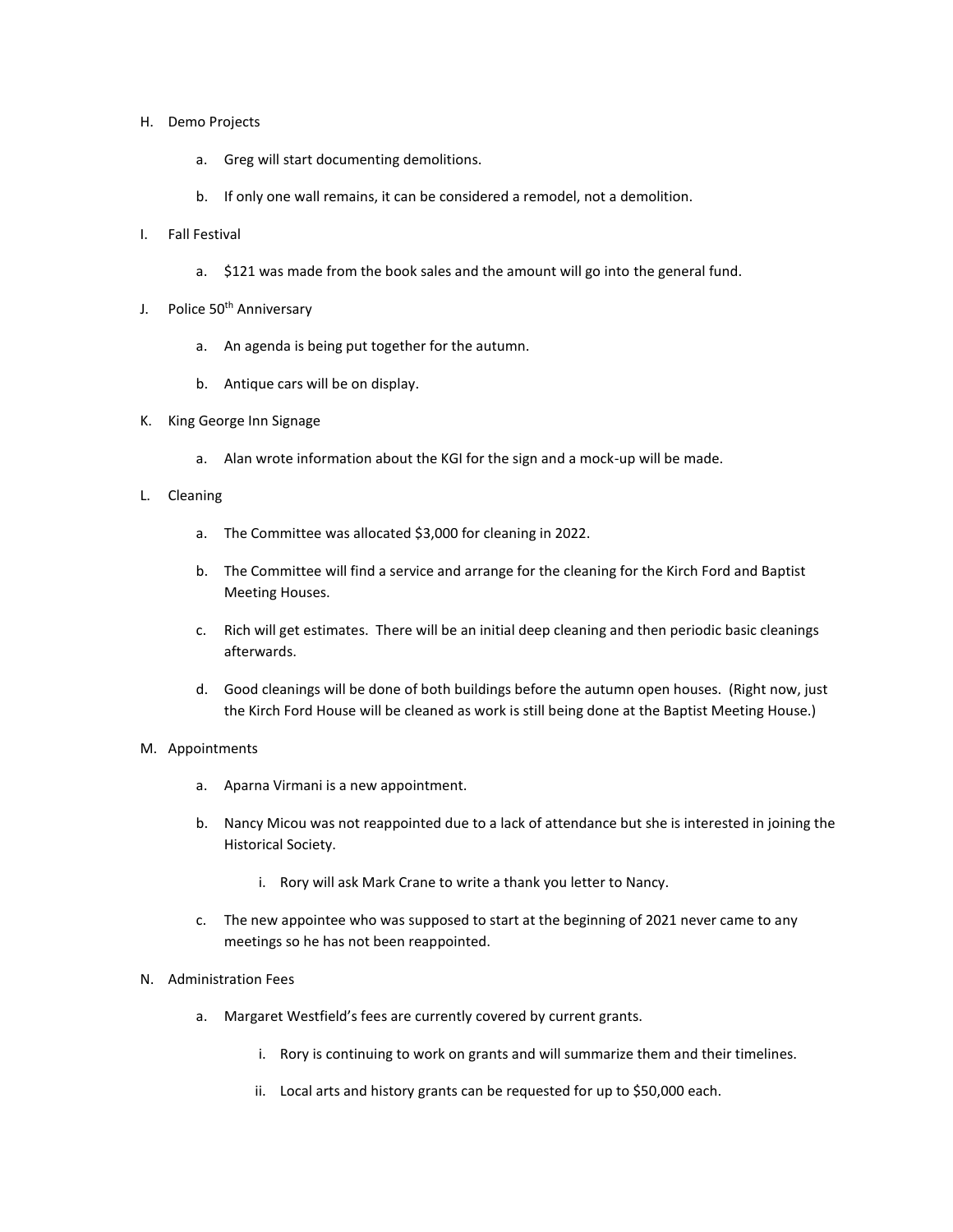H. Demo Projects

   a. Greg will start documenting demolitions.

   b. If only one wall remains, it can be considered a remodel, not a demolition.

I. Fall Festival

   a. $121 was made from the book sales and the amount will go into the general fund.

J. Police 50th Anniversary

   a. An agenda is being put together for the autumn.

   b. Antique cars will be on display.

K. King George Inn Signage

   a. Alan wrote information about the KGI for the sign and a mock-up will be made.

L. Cleaning

   a. The Committee was allocated $3,000 for cleaning in 2022.

   b. The Committee will find a service and arrange for the cleaning for the Kirch Ford and Baptist Meeting Houses.

   c. Rich will get estimates. There will be an initial deep cleaning and then periodic basic cleanings afterwards.

   d. Good cleanings will be done of both buildings before the autumn open houses. (Right now, just the Kirch Ford House will be cleaned as work is still being done at the Baptist Meeting House.)

M. Appointments

   a. Aparna Virmani is a new appointment.

   b. Nancy Micou was not reappointed due to a lack of attendance but she is interested in joining the Historical Society.

      i. Rory will ask Mark Crane to write a thank you letter to Nancy.

   c. The new appointee who was supposed to start at the beginning of 2021 never came to any meetings so he has not been reappointed.

N. Administration Fees

   a. Margaret Westfield's fees are currently covered by current grants.

      i. Rory is continuing to work on grants and will summarize them and their timelines.

      ii. Local arts and history grants can be requested for up to $50,000 each.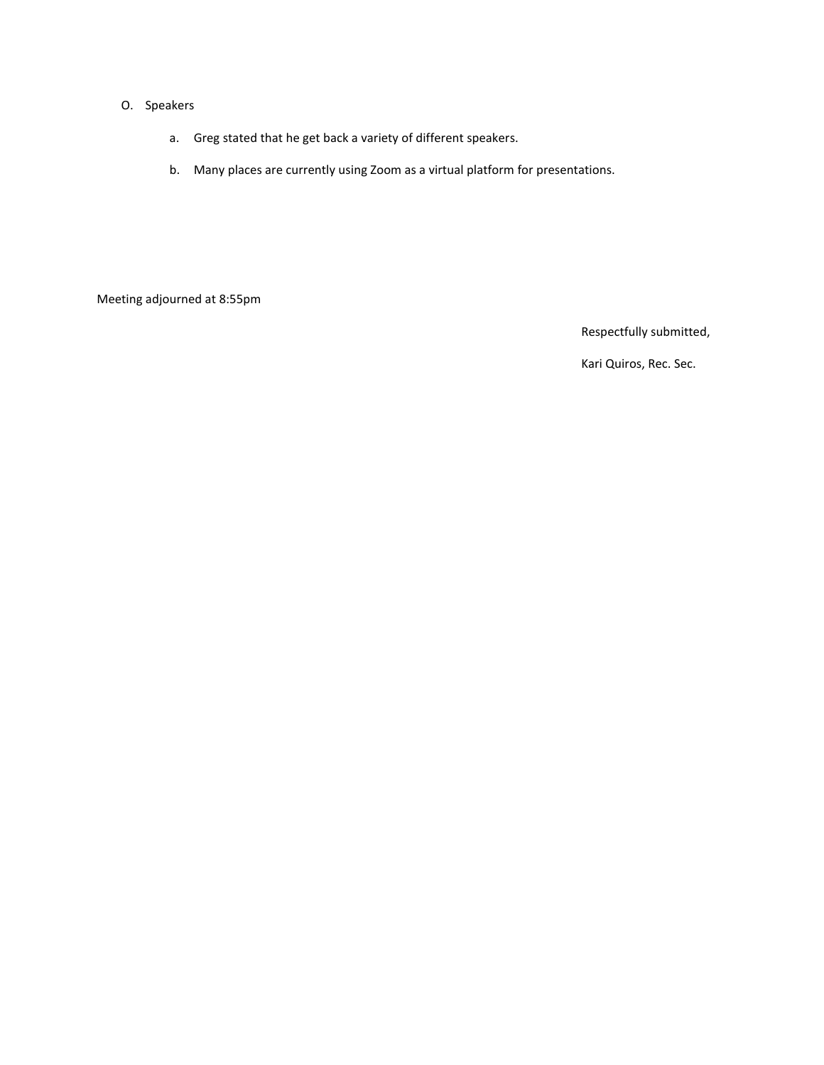O. Speakers

   a. Greg stated that he get back a variety of different speakers.

   b. Many places are currently using Zoom as a virtual platform for presentations.

Meeting adjourned at 8:55pm

Respectfully submitted,

Kari Quiros, Rec. Sec.